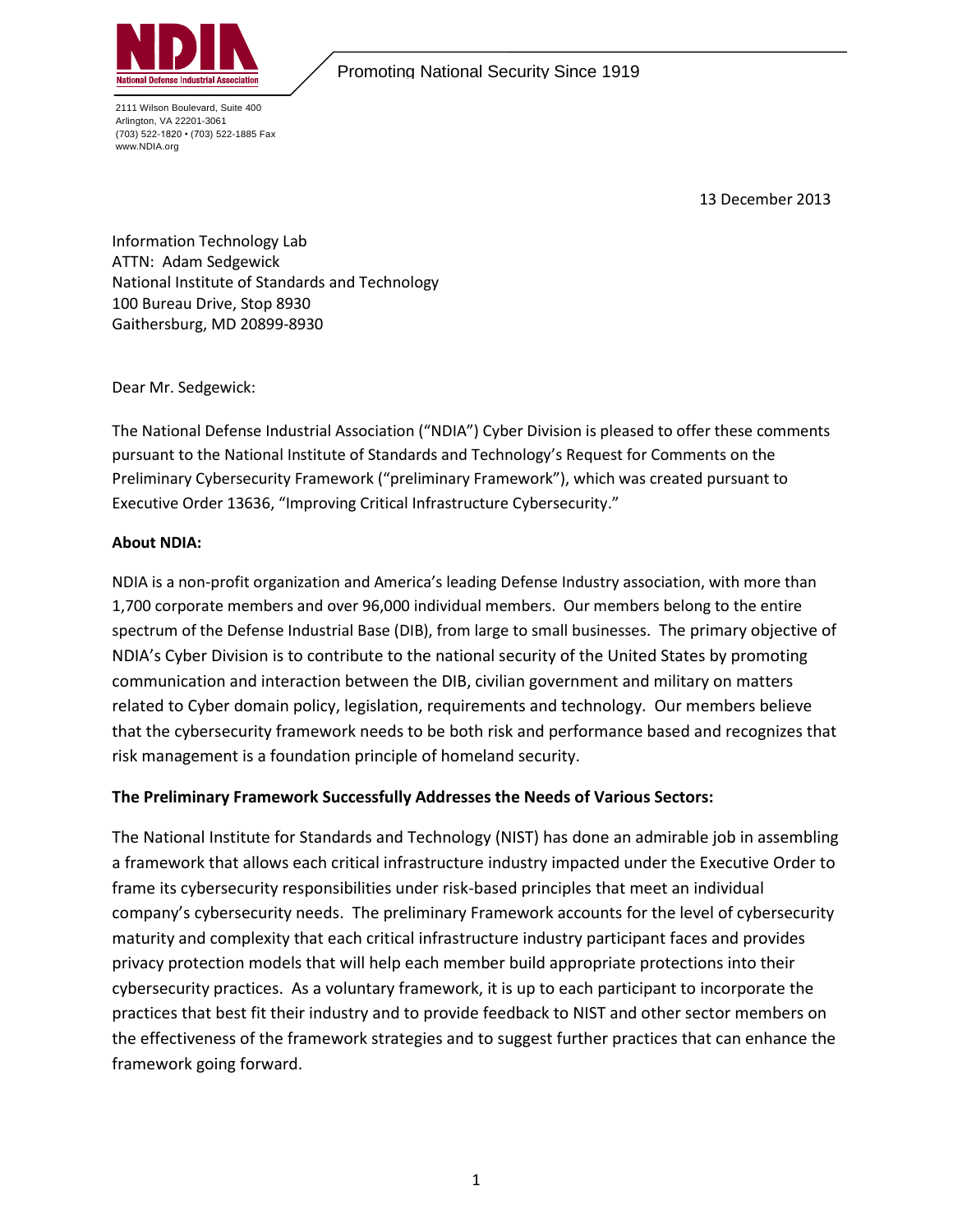NDIA
National Defense Industrial Association

Promoting National Security Since 1919

2111 Wilson Boulevard, Suite 400
Arlington, VA 22201-3061
(703) 522-1820 • (703) 522-1885 Fax
www.NDIA.org

13 December 2013

Information Technology Lab
ATTN: Adam Sedgewick
National Institute of Standards and Technology
100 Bureau Drive, Stop 8930
Gaithersburg, MD 20899-8930

Dear Mr. Sedgewick:

The National Defense Industrial Association ("NDIA") Cyber Division is pleased to offer these comments pursuant to the National Institute of Standards and Technology's Request for Comments on the Preliminary Cybersecurity Framework ("preliminary Framework"), which was created pursuant to Executive Order 13636, "Improving Critical Infrastructure Cybersecurity."

**About NDIA:**

NDIA is a non-profit organization and America's leading Defense Industry association, with more than 1,700 corporate members and over 96,000 individual members. Our members belong to the entire spectrum of the Defense Industrial Base (DIB), from large to small businesses. The primary objective of NDIA's Cyber Division is to contribute to the national security of the United States by promoting communication and interaction between the DIB, civilian government and military on matters related to Cyber domain policy, legislation, requirements and technology. Our members believe that the cybersecurity framework needs to be both risk and performance based and recognizes that risk management is a foundation principle of homeland security.

**The Preliminary Framework Successfully Addresses the Needs of Various Sectors:**

The National Institute for Standards and Technology (NIST) has done an admirable job in assembling a framework that allows each critical infrastructure industry impacted under the Executive Order to frame its cybersecurity responsibilities under risk-based principles that meet an individual company's cybersecurity needs. The preliminary Framework accounts for the level of cybersecurity maturity and complexity that each critical infrastructure industry participant faces and provides privacy protection models that will help each member build appropriate protections into their cybersecurity practices. As a voluntary framework, it is up to each participant to incorporate the practices that best fit their industry and to provide feedback to NIST and other sector members on the effectiveness of the framework strategies and to suggest further practices that can enhance the framework going forward.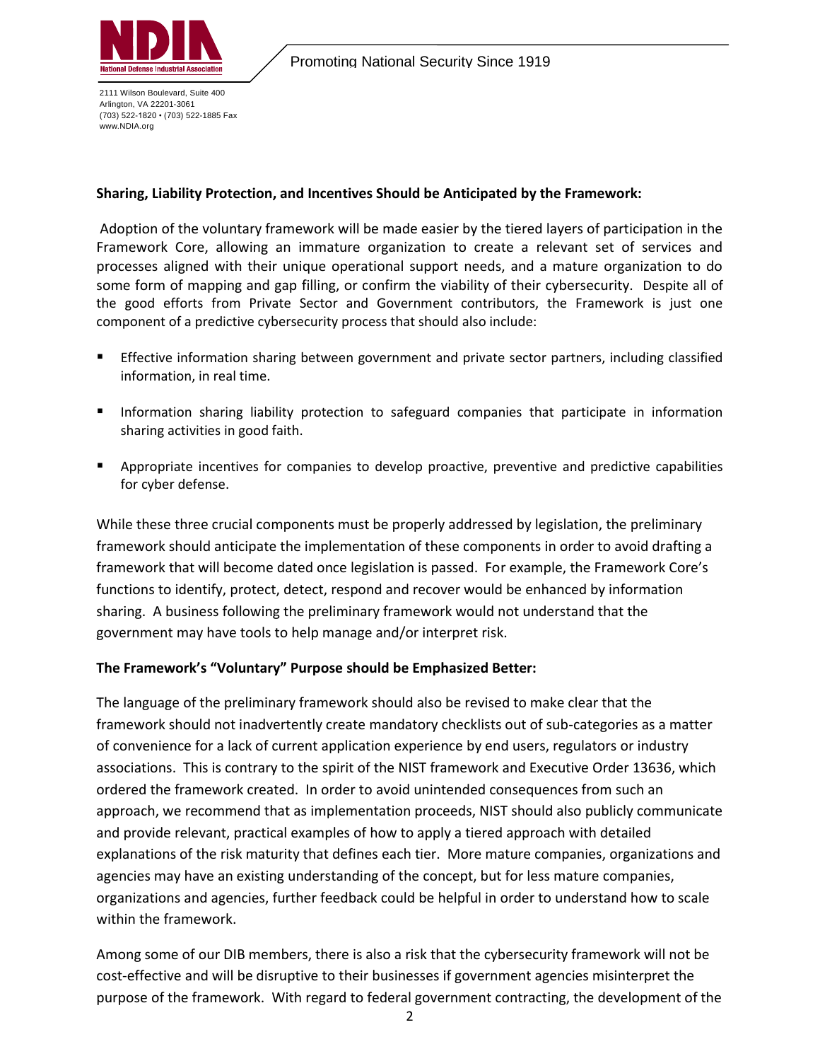**Sharing, Liability Protection, and Incentives Should be Anticipated by the Framework:**

Adoption of the voluntary framework will be made easier by the tiered layers of participation in the Framework Core, allowing an immature organization to create a relevant set of services and processes aligned with their unique operational support needs, and a mature organization to do some form of mapping and gap filling, or confirm the viability of their cybersecurity. Despite all of the good efforts from Private Sector and Government contributors, the Framework is just one component of a predictive cybersecurity process that should also include:

- Effective information sharing between government and private sector partners, including classified information, in real time.
- Information sharing liability protection to safeguard companies that participate in information sharing activities in good faith.
- Appropriate incentives for companies to develop proactive, preventive and predictive capabilities for cyber defense.

While these three crucial components must be properly addressed by legislation, the preliminary framework should anticipate the implementation of these components in order to avoid drafting a framework that will become dated once legislation is passed. For example, the Framework Core's functions to identify, protect, detect, respond and recover would be enhanced by information sharing. A business following the preliminary framework would not understand that the government may have tools to help manage and/or interpret risk.

**The Framework's "Voluntary" Purpose should be Emphasized Better:**

The language of the preliminary framework should also be revised to make clear that the framework should not inadvertently create mandatory checklists out of sub-categories as a matter of convenience for a lack of current application experience by end users, regulators or industry associations. This is contrary to the spirit of the NIST framework and Executive Order 13636, which ordered the framework created. In order to avoid unintended consequences from such an approach, we recommend that as implementation proceeds, NIST should also publicly communicate and provide relevant, practical examples of how to apply a tiered approach with detailed explanations of the risk maturity that defines each tier. More mature companies, organizations and agencies may have an existing understanding of the concept, but for less mature companies, organizations and agencies, further feedback could be helpful in order to understand how to scale within the framework.

Among some of our DIB members, there is also a risk that the cybersecurity framework will not be cost-effective and will be disruptive to their businesses if government agencies misinterpret the purpose of the framework. With regard to federal government contracting, the development of the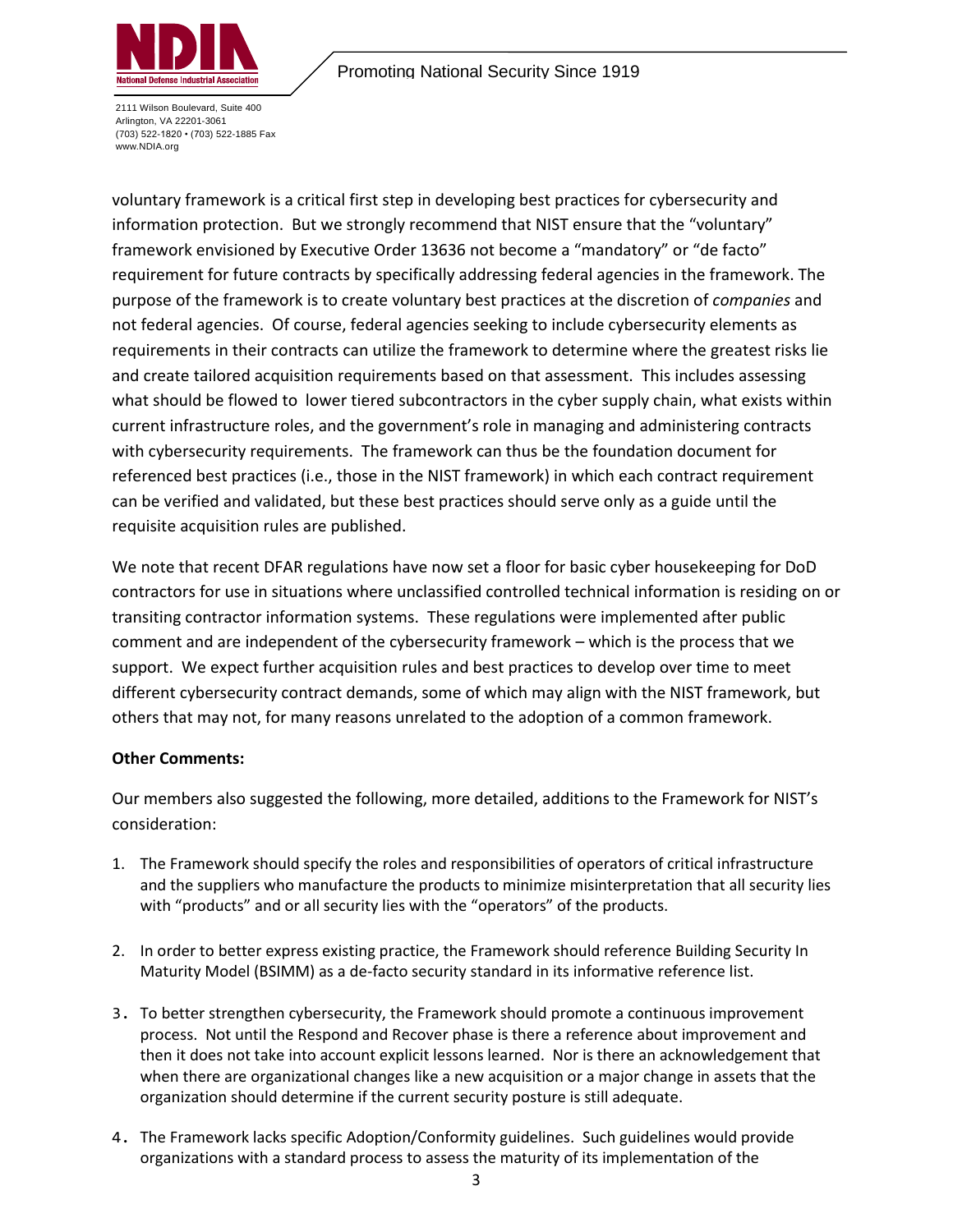voluntary framework is a critical first step in developing best practices for cybersecurity and information protection. But we strongly recommend that NIST ensure that the "voluntary" framework envisioned by Executive Order 13636 not become a "mandatory" or "de facto" requirement for future contracts by specifically addressing federal agencies in the framework. The purpose of the framework is to create voluntary best practices at the discretion of *companies* and not federal agencies. Of course, federal agencies seeking to include cybersecurity elements as requirements in their contracts can utilize the framework to determine where the greatest risks lie and create tailored acquisition requirements based on that assessment. This includes assessing what should be flowed to lower tiered subcontractors in the cyber supply chain, what exists within current infrastructure roles, and the government's role in managing and administering contracts with cybersecurity requirements. The framework can thus be the foundation document for referenced best practices (i.e., those in the NIST framework) in which each contract requirement can be verified and validated, but these best practices should serve only as a guide until the requisite acquisition rules are published.

We note that recent DFAR regulations have now set a floor for basic cyber housekeeping for DoD contractors for use in situations where unclassified controlled technical information is residing on or transiting contractor information systems. These regulations were implemented after public comment and are independent of the cybersecurity framework – which is the process that we support. We expect further acquisition rules and best practices to develop over time to meet different cybersecurity contract demands, some of which may align with the NIST framework, but others that may not, for many reasons unrelated to the adoption of a common framework.

**Other Comments:**

Our members also suggested the following, more detailed, additions to the Framework for NIST's consideration:

1. The Framework should specify the roles and responsibilities of operators of critical infrastructure and the suppliers who manufacture the products to minimize misinterpretation that all security lies with "products" and or all security lies with the "operators" of the products.

2. In order to better express existing practice, the Framework should reference Building Security In Maturity Model (BSIMM) as a de-facto security standard in its informative reference list.

3. To better strengthen cybersecurity, the Framework should promote a continuous improvement process. Not until the Respond and Recover phase is there a reference about improvement and then it does not take into account explicit lessons learned. Nor is there an acknowledgement that when there are organizational changes like a new acquisition or a major change in assets that the organization should determine if the current security posture is still adequate.

4. The Framework lacks specific Adoption/Conformity guidelines. Such guidelines would provide organizations with a standard process to assess the maturity of its implementation of the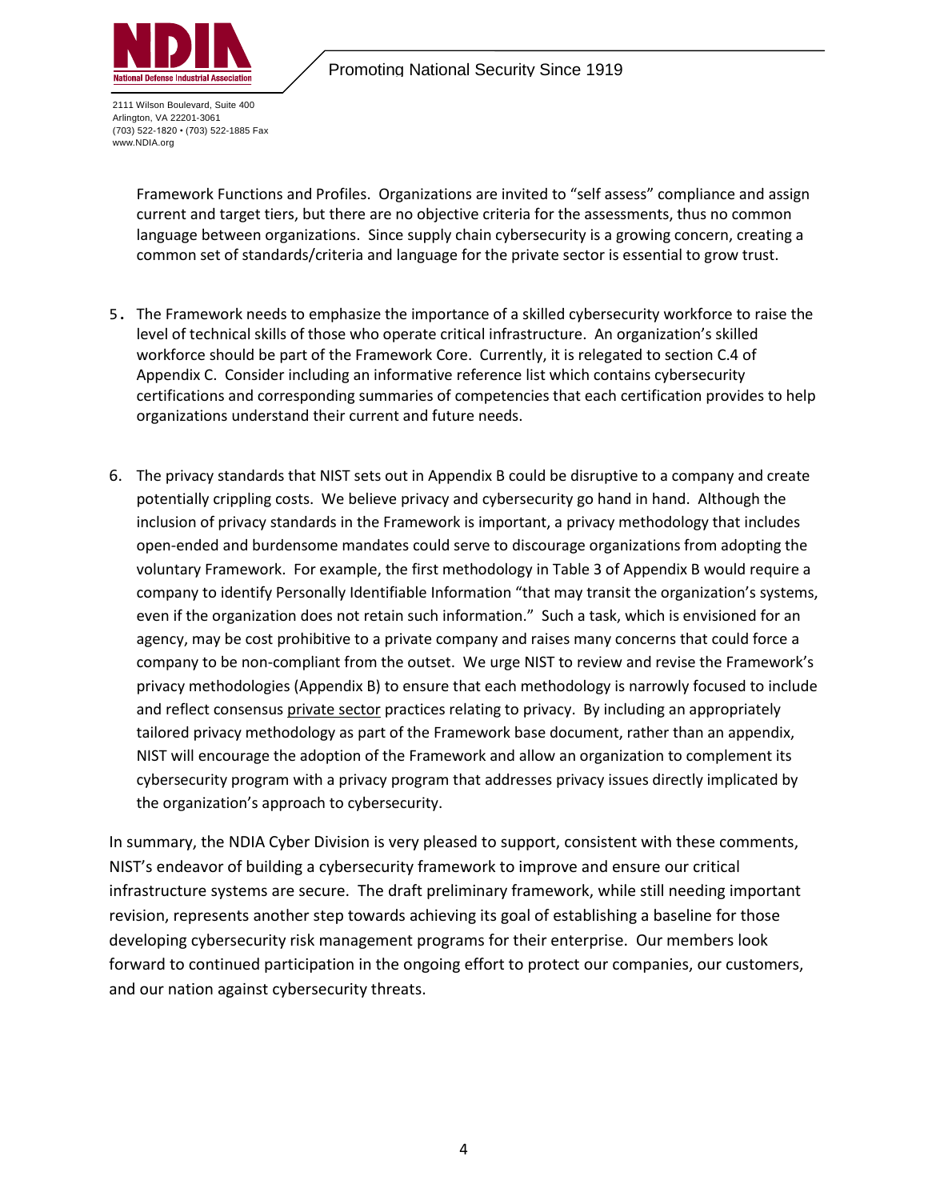Framework Functions and Profiles. Organizations are invited to "self assess" compliance and assign current and target tiers, but there are no objective criteria for the assessments, thus no common language between organizations. Since supply chain cybersecurity is a growing concern, creating a common set of standards/criteria and language for the private sector is essential to grow trust.

5. The Framework needs to emphasize the importance of a skilled cybersecurity workforce to raise the level of technical skills of those who operate critical infrastructure. An organization's skilled workforce should be part of the Framework Core. Currently, it is relegated to section C.4 of Appendix C. Consider including an informative reference list which contains cybersecurity certifications and corresponding summaries of competencies that each certification provides to help organizations understand their current and future needs.

6. The privacy standards that NIST sets out in Appendix B could be disruptive to a company and create potentially crippling costs. We believe privacy and cybersecurity go hand in hand. Although the inclusion of privacy standards in the Framework is important, a privacy methodology that includes open-ended and burdensome mandates could serve to discourage organizations from adopting the voluntary Framework. For example, the first methodology in Table 3 of Appendix B would require a company to identify Personally Identifiable Information "that may transit the organization's systems, even if the organization does not retain such information." Such a task, which is envisioned for an agency, may be cost prohibitive to a private company and raises many concerns that could force a company to be non-compliant from the outset. We urge NIST to review and revise the Framework's privacy methodologies (Appendix B) to ensure that each methodology is narrowly focused to include and reflect consensus <u>private sector</u> practices relating to privacy. By including an appropriately tailored privacy methodology as part of the Framework base document, rather than an appendix, NIST will encourage the adoption of the Framework and allow an organization to complement its cybersecurity program with a privacy program that addresses privacy issues directly implicated by the organization's approach to cybersecurity.

In summary, the NDIA Cyber Division is very pleased to support, consistent with these comments, NIST's endeavor of building a cybersecurity framework to improve and ensure our critical infrastructure systems are secure. The draft preliminary framework, while still needing important revision, represents another step towards achieving its goal of establishing a baseline for those developing cybersecurity risk management programs for their enterprise. Our members look forward to continued participation in the ongoing effort to protect our companies, our customers, and our nation against cybersecurity threats.